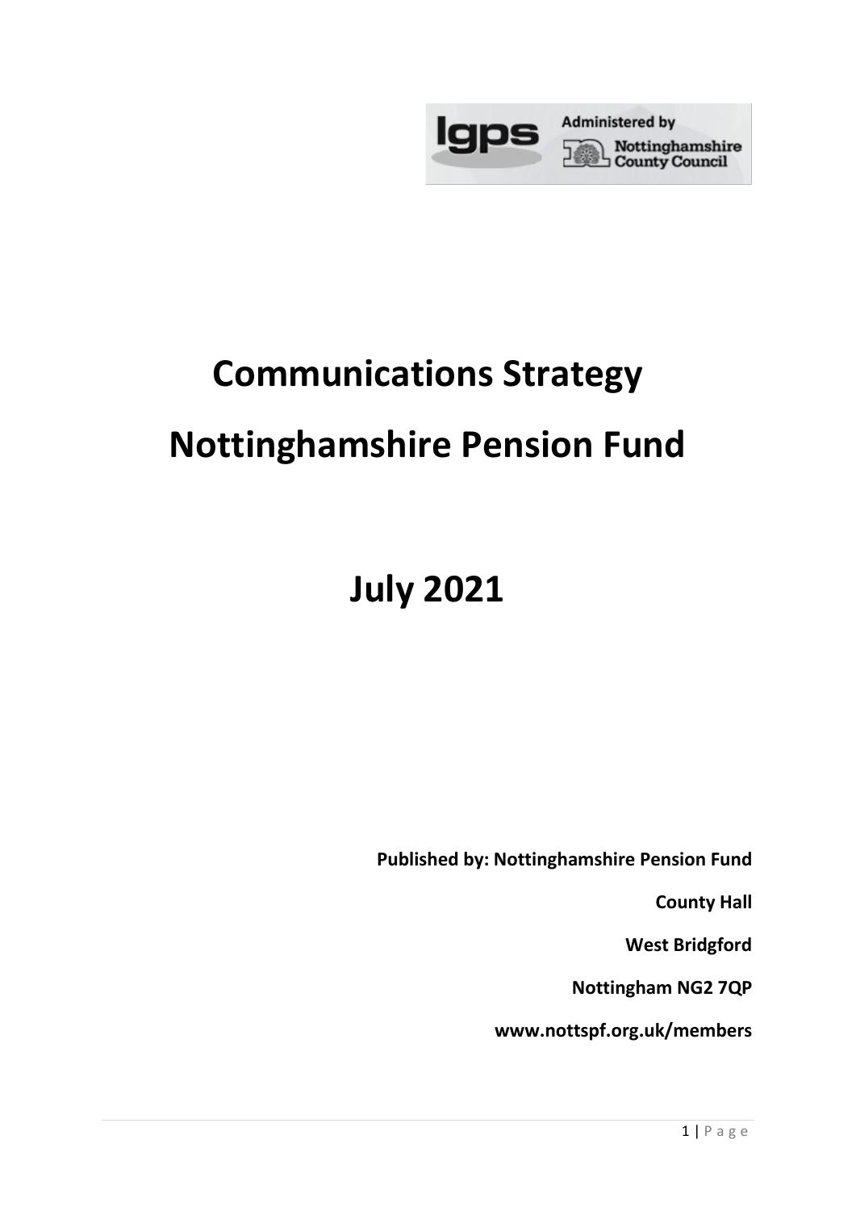# Communications Strategy

# Nottinghamshire Pension Fund

# July 2021

**Published by: Nottinghamshire Pension Fund**

**County Hall**

**West Bridgford**

**Nottingham NG2 7QP**

**www.nottspf.org.uk/members**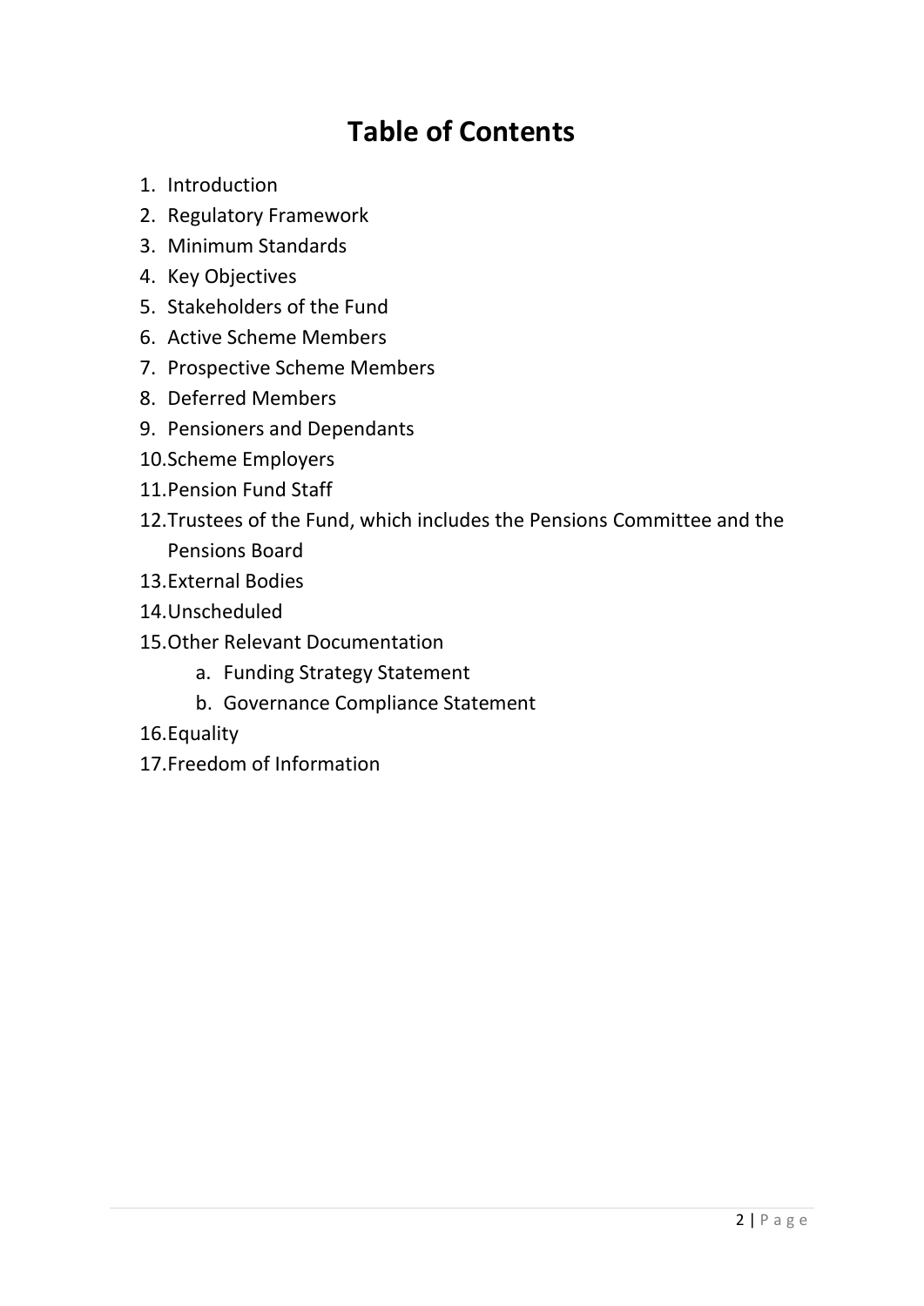# Table of Contents

1. Introduction
2. Regulatory Framework
3. Minimum Standards
4. Key Objectives
5. Stakeholders of the Fund
6. Active Scheme Members
7. Prospective Scheme Members
8. Deferred Members
9. Pensioners and Dependants
10. Scheme Employers
11. Pension Fund Staff
12. Trustees of the Fund, which includes the Pensions Committee and the Pensions Board
13. External Bodies
14. Unscheduled
15. Other Relevant Documentation
    a. Funding Strategy Statement
    b. Governance Compliance Statement
16. Equality
17. Freedom of Information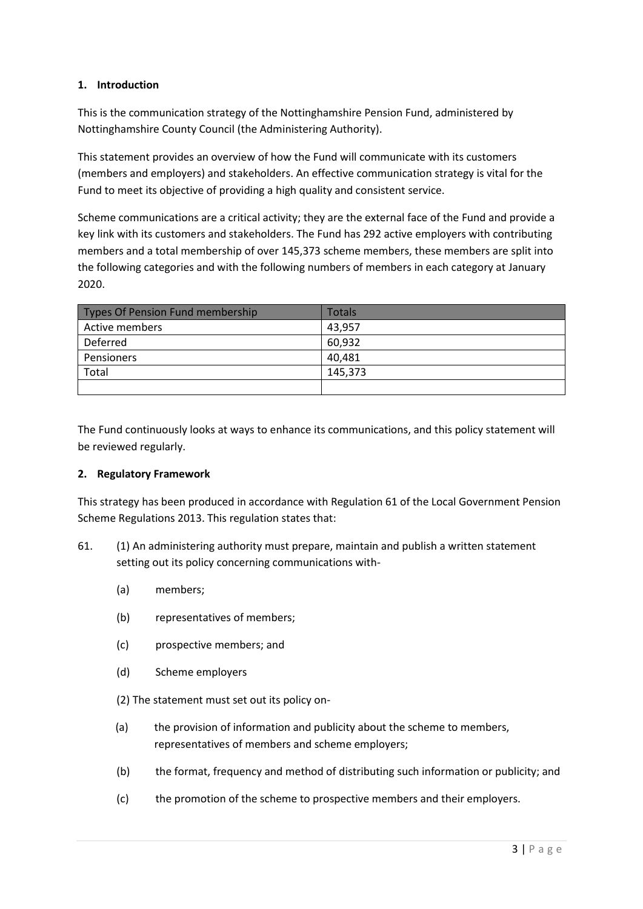## 1. Introduction

This is the communication strategy of the Nottinghamshire Pension Fund, administered by Nottinghamshire County Council (the Administering Authority).

This statement provides an overview of how the Fund will communicate with its customers (members and employers) and stakeholders. An effective communication strategy is vital for the Fund to meet its objective of providing a high quality and consistent service.

Scheme communications are a critical activity; they are the external face of the Fund and provide a key link with its customers and stakeholders. The Fund has 292 active employers with contributing members and a total membership of over 145,373 scheme members, these members are split into the following categories and with the following numbers of members in each category at January 2020.

| Types Of Pension Fund membership | Totals |
|---|---|
| Active members | 43,957 |
| Deferred | 60,932 |
| Pensioners | 40,481 |
| Total | 145,373 |
| | |

The Fund continuously looks at ways to enhance its communications, and this policy statement will be reviewed regularly.

## 2. Regulatory Framework

This strategy has been produced in accordance with Regulation 61 of the Local Government Pension Scheme Regulations 2013. This regulation states that:

61. (1) An administering authority must prepare, maintain and publish a written statement setting out its policy concerning communications with-

    (a) members;

    (b) representatives of members;

    (c) prospective members; and

    (d) Scheme employers

    (2) The statement must set out its policy on-

    (a) the provision of information and publicity about the scheme to members, representatives of members and scheme employers;

    (b) the format, frequency and method of distributing such information or publicity; and

    (c) the promotion of the scheme to prospective members and their employers.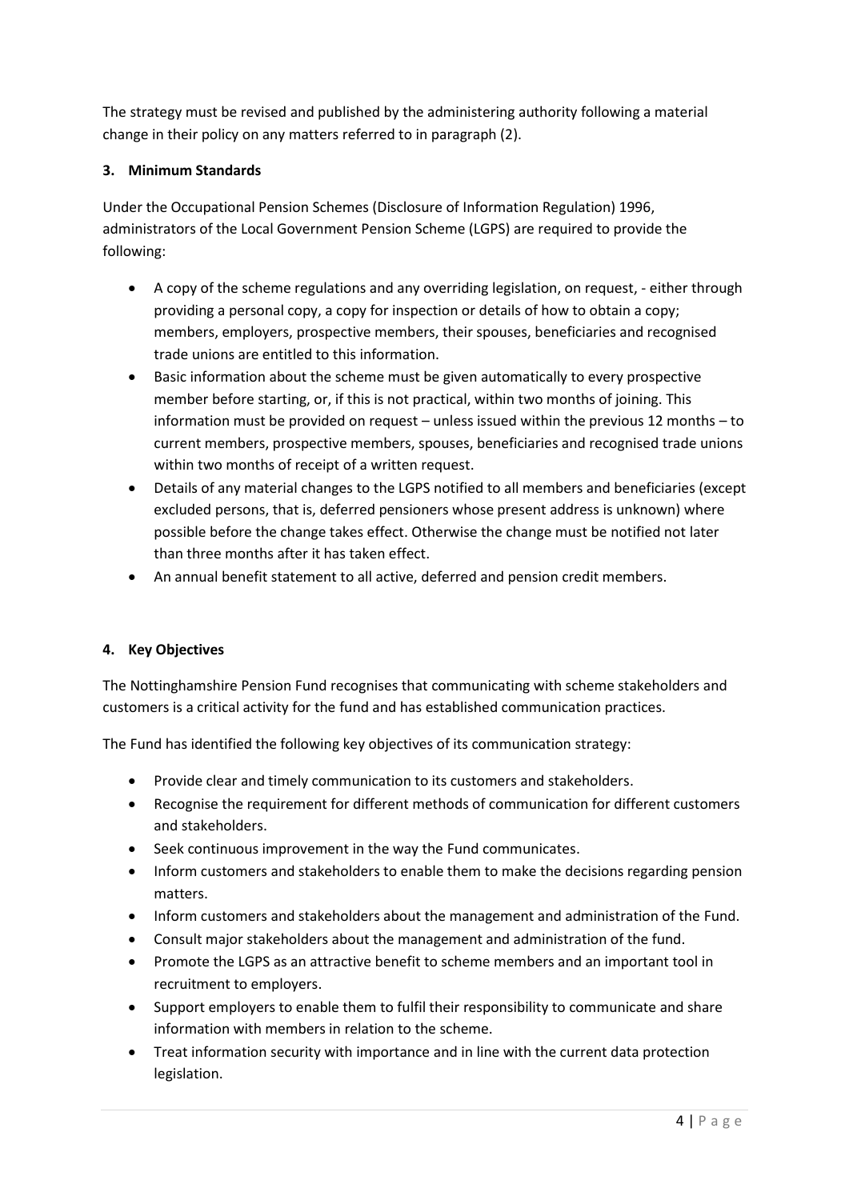The strategy must be revised and published by the administering authority following a material change in their policy on any matters referred to in paragraph (2).

## 3. Minimum Standards

Under the Occupational Pension Schemes (Disclosure of Information Regulation) 1996, administrators of the Local Government Pension Scheme (LGPS) are required to provide the following:

- A copy of the scheme regulations and any overriding legislation, on request, - either through providing a personal copy, a copy for inspection or details of how to obtain a copy; members, employers, prospective members, their spouses, beneficiaries and recognised trade unions are entitled to this information.
- Basic information about the scheme must be given automatically to every prospective member before starting, or, if this is not practical, within two months of joining. This information must be provided on request – unless issued within the previous 12 months – to current members, prospective members, spouses, beneficiaries and recognised trade unions within two months of receipt of a written request.
- Details of any material changes to the LGPS notified to all members and beneficiaries (except excluded persons, that is, deferred pensioners whose present address is unknown) where possible before the change takes effect. Otherwise the change must be notified not later than three months after it has taken effect.
- An annual benefit statement to all active, deferred and pension credit members.

## 4. Key Objectives

The Nottinghamshire Pension Fund recognises that communicating with scheme stakeholders and customers is a critical activity for the fund and has established communication practices.

The Fund has identified the following key objectives of its communication strategy:

- Provide clear and timely communication to its customers and stakeholders.
- Recognise the requirement for different methods of communication for different customers and stakeholders.
- Seek continuous improvement in the way the Fund communicates.
- Inform customers and stakeholders to enable them to make the decisions regarding pension matters.
- Inform customers and stakeholders about the management and administration of the Fund.
- Consult major stakeholders about the management and administration of the fund.
- Promote the LGPS as an attractive benefit to scheme members and an important tool in recruitment to employers.
- Support employers to enable them to fulfil their responsibility to communicate and share information with members in relation to the scheme.
- Treat information security with importance and in line with the current data protection legislation.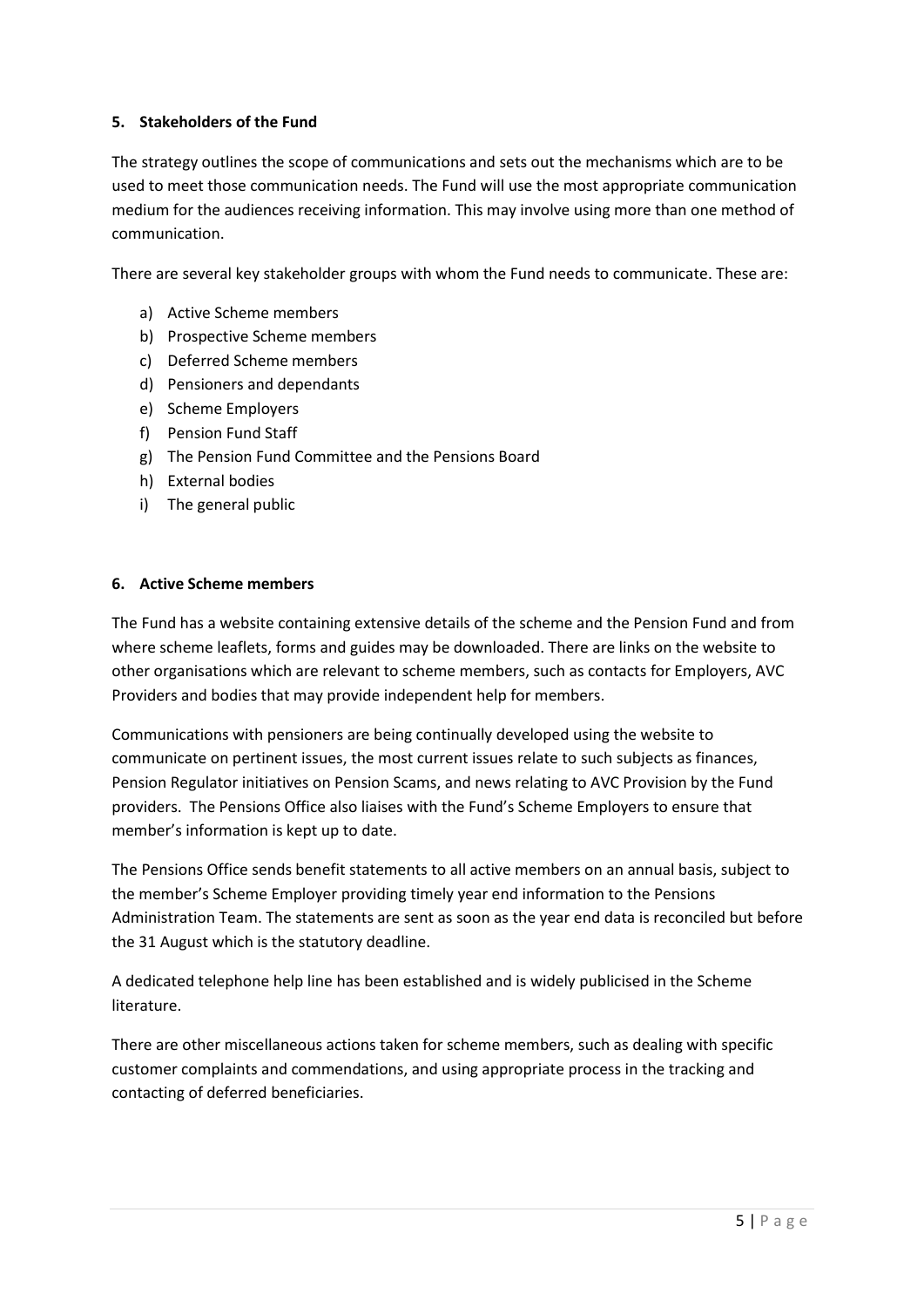## 5. Stakeholders of the Fund

The strategy outlines the scope of communications and sets out the mechanisms which are to be used to meet those communication needs. The Fund will use the most appropriate communication medium for the audiences receiving information. This may involve using more than one method of communication.

There are several key stakeholder groups with whom the Fund needs to communicate. These are:

a) Active Scheme members
b) Prospective Scheme members
c) Deferred Scheme members
d) Pensioners and dependants
e) Scheme Employers
f) Pension Fund Staff
g) The Pension Fund Committee and the Pensions Board
h) External bodies
i) The general public

## 6. Active Scheme members

The Fund has a website containing extensive details of the scheme and the Pension Fund and from where scheme leaflets, forms and guides may be downloaded. There are links on the website to other organisations which are relevant to scheme members, such as contacts for Employers, AVC Providers and bodies that may provide independent help for members.

Communications with pensioners are being continually developed using the website to communicate on pertinent issues, the most current issues relate to such subjects as finances, Pension Regulator initiatives on Pension Scams, and news relating to AVC Provision by the Fund providers. The Pensions Office also liaises with the Fund's Scheme Employers to ensure that member's information is kept up to date.

The Pensions Office sends benefit statements to all active members on an annual basis, subject to the member's Scheme Employer providing timely year end information to the Pensions Administration Team. The statements are sent as soon as the year end data is reconciled but before the 31 August which is the statutory deadline.

A dedicated telephone help line has been established and is widely publicised in the Scheme literature.

There are other miscellaneous actions taken for scheme members, such as dealing with specific customer complaints and commendations, and using appropriate process in the tracking and contacting of deferred beneficiaries.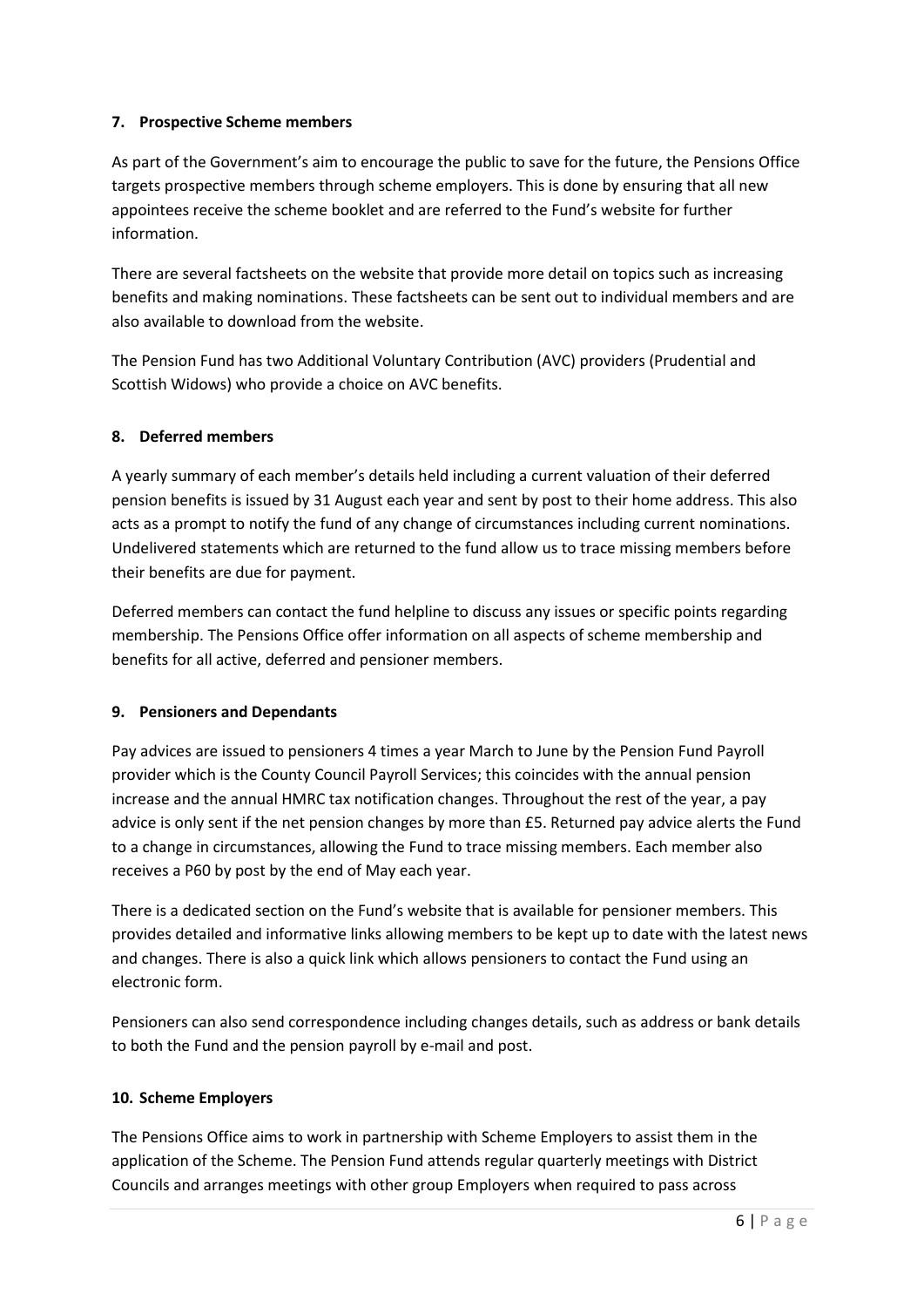## 7. Prospective Scheme members

As part of the Government's aim to encourage the public to save for the future, the Pensions Office targets prospective members through scheme employers. This is done by ensuring that all new appointees receive the scheme booklet and are referred to the Fund's website for further information.

There are several factsheets on the website that provide more detail on topics such as increasing benefits and making nominations. These factsheets can be sent out to individual members and are also available to download from the website.

The Pension Fund has two Additional Voluntary Contribution (AVC) providers (Prudential and Scottish Widows) who provide a choice on AVC benefits.

## 8. Deferred members

A yearly summary of each member's details held including a current valuation of their deferred pension benefits is issued by 31 August each year and sent by post to their home address. This also acts as a prompt to notify the fund of any change of circumstances including current nominations. Undelivered statements which are returned to the fund allow us to trace missing members before their benefits are due for payment.

Deferred members can contact the fund helpline to discuss any issues or specific points regarding membership. The Pensions Office offer information on all aspects of scheme membership and benefits for all active, deferred and pensioner members.

## 9. Pensioners and Dependants

Pay advices are issued to pensioners 4 times a year March to June by the Pension Fund Payroll provider which is the County Council Payroll Services; this coincides with the annual pension increase and the annual HMRC tax notification changes. Throughout the rest of the year, a pay advice is only sent if the net pension changes by more than £5. Returned pay advice alerts the Fund to a change in circumstances, allowing the Fund to trace missing members. Each member also receives a P60 by post by the end of May each year.

There is a dedicated section on the Fund's website that is available for pensioner members. This provides detailed and informative links allowing members to be kept up to date with the latest news and changes. There is also a quick link which allows pensioners to contact the Fund using an electronic form.

Pensioners can also send correspondence including changes details, such as address or bank details to both the Fund and the pension payroll by e-mail and post.

## 10. Scheme Employers

The Pensions Office aims to work in partnership with Scheme Employers to assist them in the application of the Scheme. The Pension Fund attends regular quarterly meetings with District Councils and arranges meetings with other group Employers when required to pass across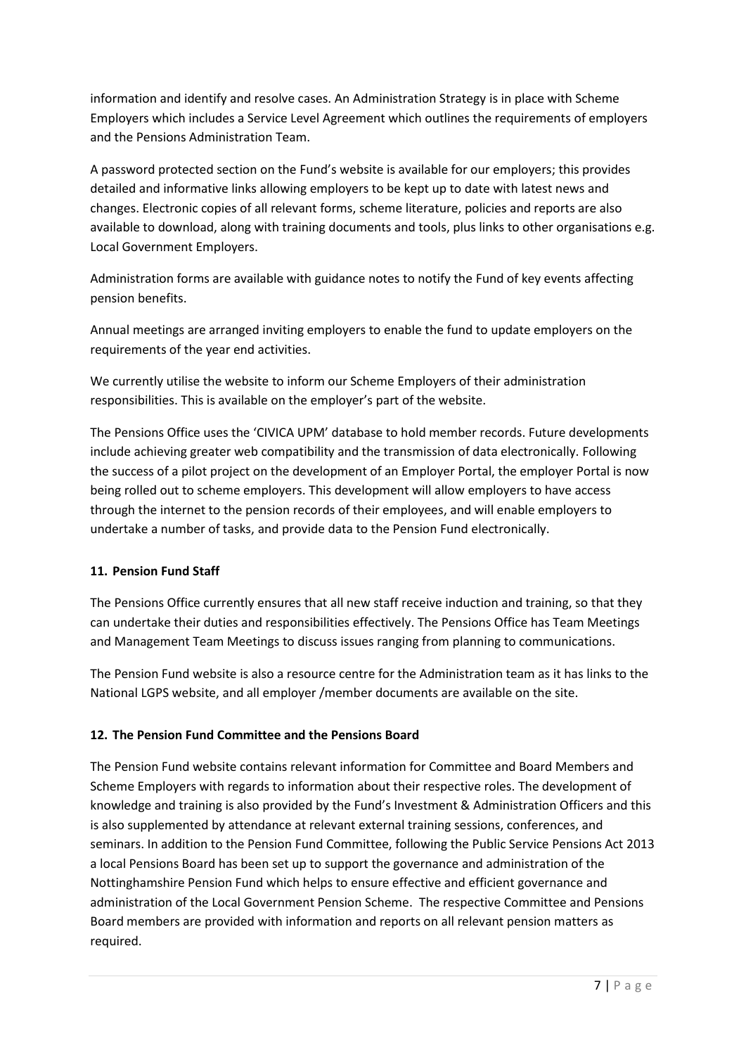information and identify and resolve cases. An Administration Strategy is in place with Scheme Employers which includes a Service Level Agreement which outlines the requirements of employers and the Pensions Administration Team.

A password protected section on the Fund's website is available for our employers; this provides detailed and informative links allowing employers to be kept up to date with latest news and changes. Electronic copies of all relevant forms, scheme literature, policies and reports are also available to download, along with training documents and tools, plus links to other organisations e.g. Local Government Employers.

Administration forms are available with guidance notes to notify the Fund of key events affecting pension benefits.

Annual meetings are arranged inviting employers to enable the fund to update employers on the requirements of the year end activities.

We currently utilise the website to inform our Scheme Employers of their administration responsibilities. This is available on the employer's part of the website.

The Pensions Office uses the 'CIVICA UPM' database to hold member records. Future developments include achieving greater web compatibility and the transmission of data electronically. Following the success of a pilot project on the development of an Employer Portal, the employer Portal is now being rolled out to scheme employers. This development will allow employers to have access through the internet to the pension records of their employees, and will enable employers to undertake a number of tasks, and provide data to the Pension Fund electronically.

**11. Pension Fund Staff**

The Pensions Office currently ensures that all new staff receive induction and training, so that they can undertake their duties and responsibilities effectively. The Pensions Office has Team Meetings and Management Team Meetings to discuss issues ranging from planning to communications.

The Pension Fund website is also a resource centre for the Administration team as it has links to the National LGPS website, and all employer /member documents are available on the site.

**12. The Pension Fund Committee and the Pensions Board**

The Pension Fund website contains relevant information for Committee and Board Members and Scheme Employers with regards to information about their respective roles. The development of knowledge and training is also provided by the Fund's Investment & Administration Officers and this is also supplemented by attendance at relevant external training sessions, conferences, and seminars. In addition to the Pension Fund Committee, following the Public Service Pensions Act 2013 a local Pensions Board has been set up to support the governance and administration of the Nottinghamshire Pension Fund which helps to ensure effective and efficient governance and administration of the Local Government Pension Scheme. The respective Committee and Pensions Board members are provided with information and reports on all relevant pension matters as required.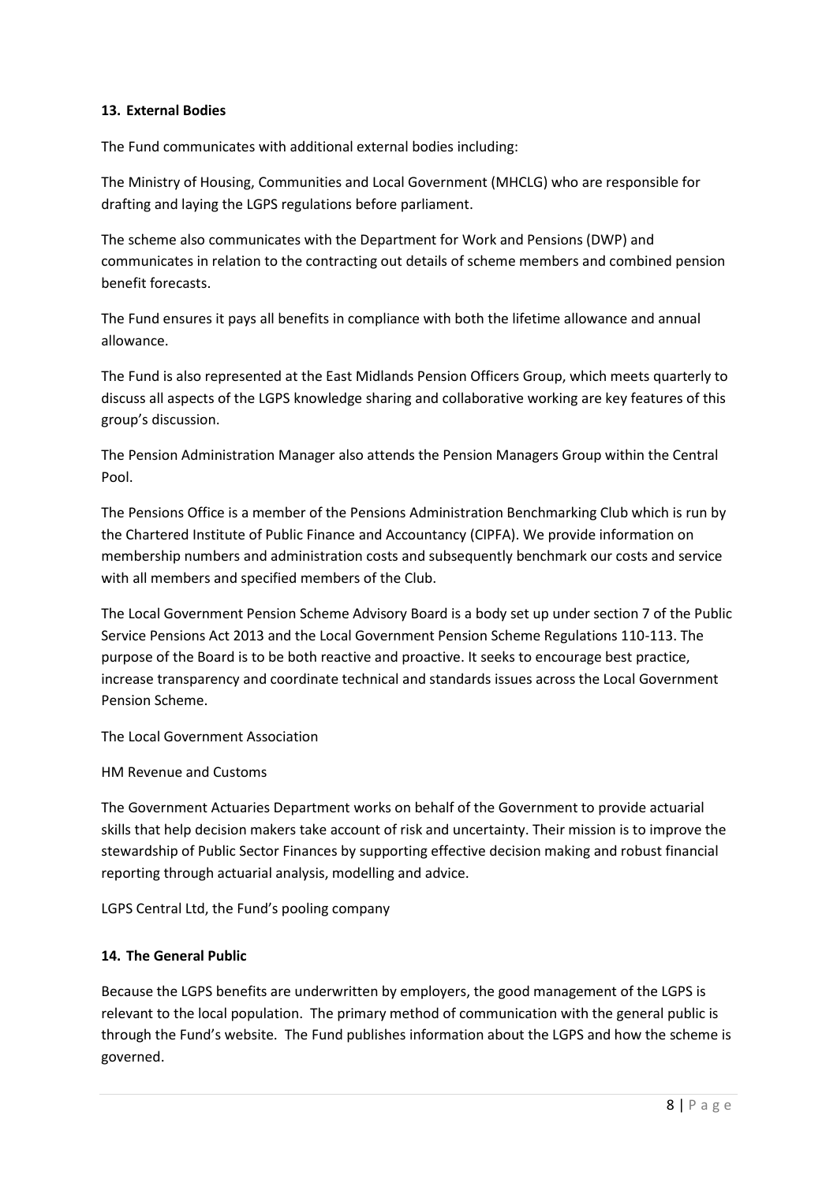**13. External Bodies**

The Fund communicates with additional external bodies including:

The Ministry of Housing, Communities and Local Government (MHCLG) who are responsible for drafting and laying the LGPS regulations before parliament.

The scheme also communicates with the Department for Work and Pensions (DWP) and communicates in relation to the contracting out details of scheme members and combined pension benefit forecasts.

The Fund ensures it pays all benefits in compliance with both the lifetime allowance and annual allowance.

The Fund is also represented at the East Midlands Pension Officers Group, which meets quarterly to discuss all aspects of the LGPS knowledge sharing and collaborative working are key features of this group's discussion.

The Pension Administration Manager also attends the Pension Managers Group within the Central Pool.

The Pensions Office is a member of the Pensions Administration Benchmarking Club which is run by the Chartered Institute of Public Finance and Accountancy (CIPFA). We provide information on membership numbers and administration costs and subsequently benchmark our costs and service with all members and specified members of the Club.

The Local Government Pension Scheme Advisory Board is a body set up under section 7 of the Public Service Pensions Act 2013 and the Local Government Pension Scheme Regulations 110-113. The purpose of the Board is to be both reactive and proactive. It seeks to encourage best practice, increase transparency and coordinate technical and standards issues across the Local Government Pension Scheme.

The Local Government Association

HM Revenue and Customs

The Government Actuaries Department works on behalf of the Government to provide actuarial skills that help decision makers take account of risk and uncertainty. Their mission is to improve the stewardship of Public Sector Finances by supporting effective decision making and robust financial reporting through actuarial analysis, modelling and advice.

LGPS Central Ltd, the Fund's pooling company

**14. The General Public**

Because the LGPS benefits are underwritten by employers, the good management of the LGPS is relevant to the local population. The primary method of communication with the general public is through the Fund's website. The Fund publishes information about the LGPS and how the scheme is governed.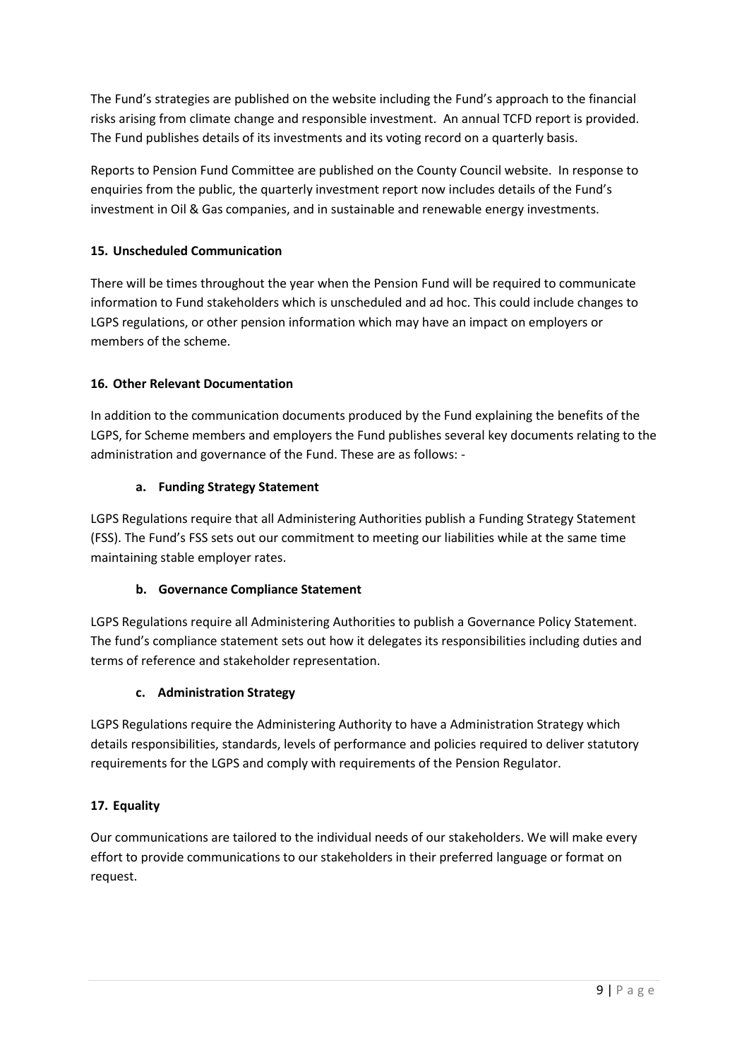The Fund's strategies are published on the website including the Fund's approach to the financial risks arising from climate change and responsible investment. An annual TCFD report is provided. The Fund publishes details of its investments and its voting record on a quarterly basis.

Reports to Pension Fund Committee are published on the County Council website. In response to enquiries from the public, the quarterly investment report now includes details of the Fund's investment in Oil & Gas companies, and in sustainable and renewable energy investments.

## 15. Unscheduled Communication

There will be times throughout the year when the Pension Fund will be required to communicate information to Fund stakeholders which is unscheduled and ad hoc. This could include changes to LGPS regulations, or other pension information which may have an impact on employers or members of the scheme.

## 16. Other Relevant Documentation

In addition to the communication documents produced by the Fund explaining the benefits of the LGPS, for Scheme members and employers the Fund publishes several key documents relating to the administration and governance of the Fund. These are as follows: -

### a. Funding Strategy Statement

LGPS Regulations require that all Administering Authorities publish a Funding Strategy Statement (FSS). The Fund's FSS sets out our commitment to meeting our liabilities while at the same time maintaining stable employer rates.

### b. Governance Compliance Statement

LGPS Regulations require all Administering Authorities to publish a Governance Policy Statement. The fund's compliance statement sets out how it delegates its responsibilities including duties and terms of reference and stakeholder representation.

### c. Administration Strategy

LGPS Regulations require the Administering Authority to have a Administration Strategy which details responsibilities, standards, levels of performance and policies required to deliver statutory requirements for the LGPS and comply with requirements of the Pension Regulator.

## 17. Equality

Our communications are tailored to the individual needs of our stakeholders. We will make every effort to provide communications to our stakeholders in their preferred language or format on request.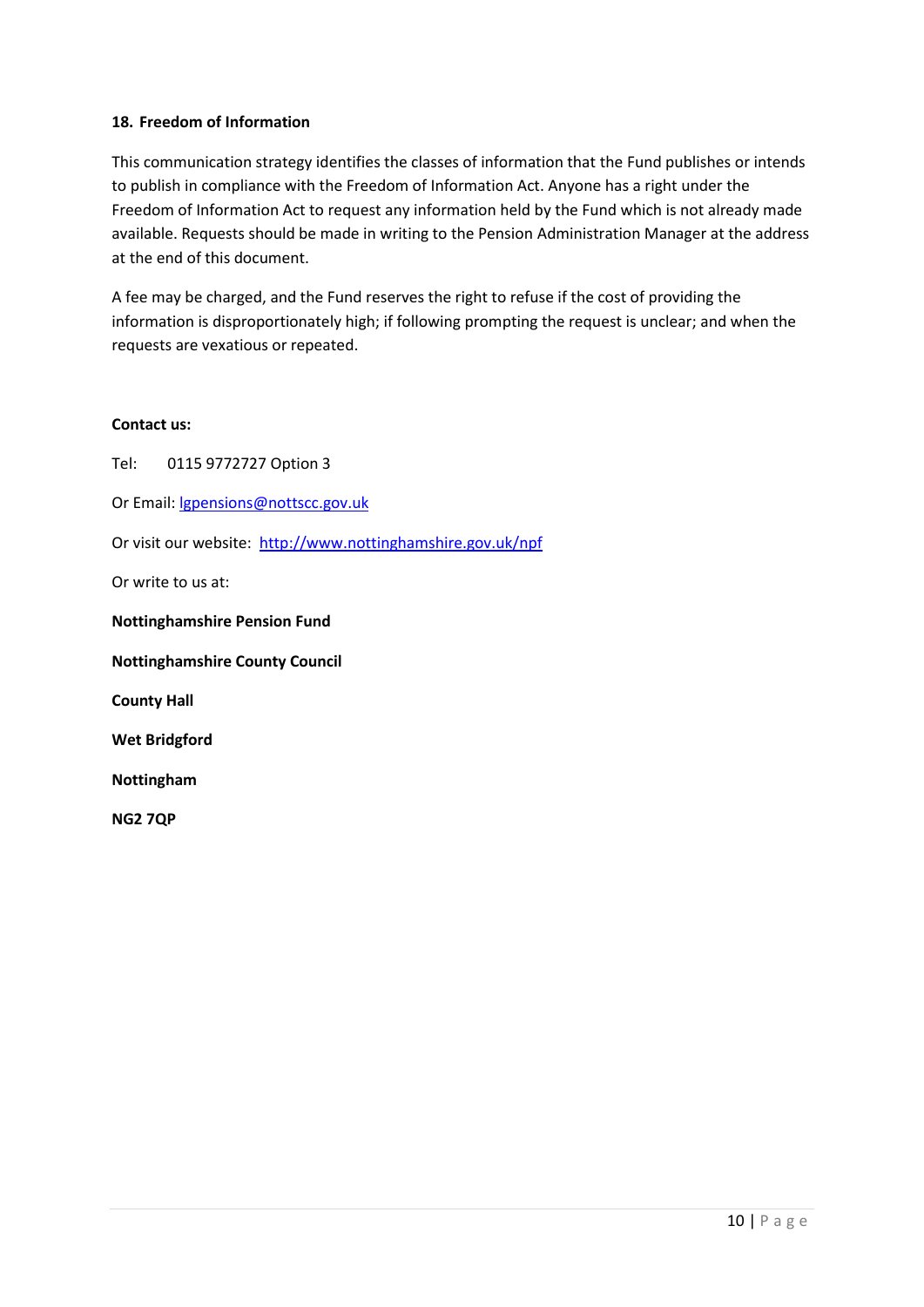## 18. Freedom of Information

This communication strategy identifies the classes of information that the Fund publishes or intends to publish in compliance with the Freedom of Information Act. Anyone has a right under the Freedom of Information Act to request any information held by the Fund which is not already made available. Requests should be made in writing to the Pension Administration Manager at the address at the end of this document.

A fee may be charged, and the Fund reserves the right to refuse if the cost of providing the information is disproportionately high; if following prompting the request is unclear; and when the requests are vexatious or repeated.

**Contact us:**

Tel: 0115 9772727 Option 3

Or Email: [lgpensions@nottscc.gov.uk](mailto:lgpensions@nottscc.gov.uk)

Or visit our website: [http://www.nottinghamshire.gov.uk/npf](http://www.nottinghamshire.gov.uk/npf)

Or write to us at:

**Nottinghamshire Pension Fund**

**Nottinghamshire County Council**

**County Hall**

**Wet Bridgford**

**Nottingham**

**NG2 7QP**